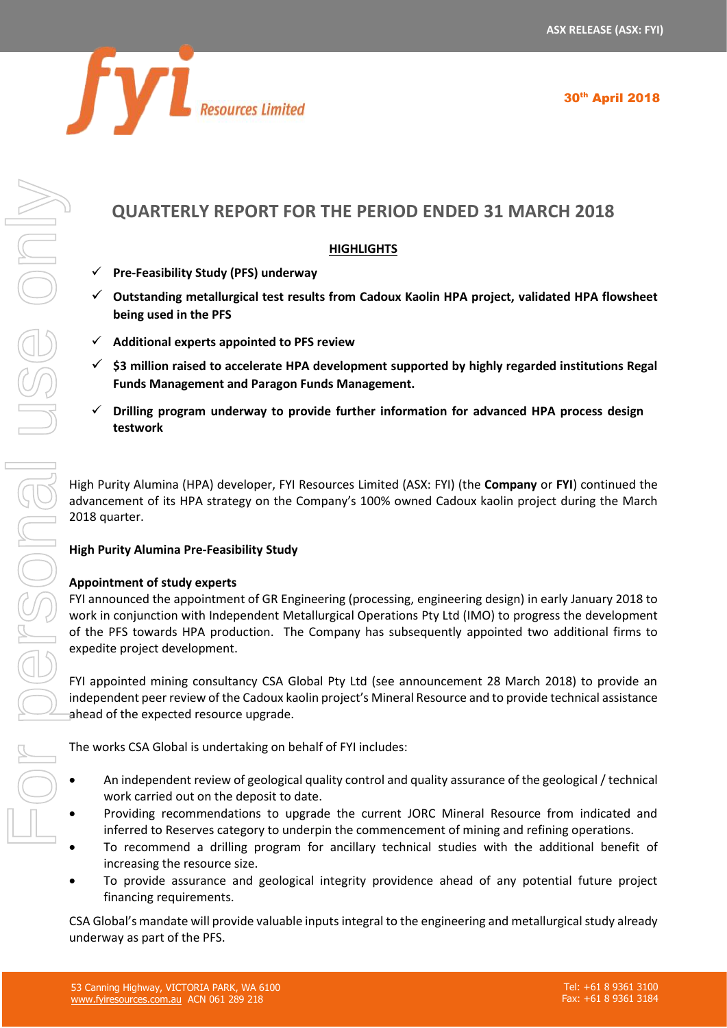**ASX RELEASE (ASX: FYI)**

**30th April 2018**

# QUARTERLY REPORT FOR THE PERIOD ENDED 31 MARCH 2018

## HIGHLIGHTS

- ✓ **Pre-Feasibility Study (PFS) underway**
- ✓ **Outstanding metallurgical test results from Cadoux Kaolin HPA project, validated HPA flowsheet being used in the PFS**
- ✓ **Additional experts appointed to PFS review**
- ✓ **$3 million raised to accelerate HPA development supported by highly regarded institutions Regal Funds Management and Paragon Funds Management.**
- ✓ **Drilling program underway to provide further information for advanced HPA process design testwork**

High Purity Alumina (HPA) developer, FYI Resources Limited (ASX: FYI) (the **Company** or **FYI**) continued the advancement of its HPA strategy on the Company's 100% owned Cadoux kaolin project during the March 2018 quarter.

### High Purity Alumina Pre-Feasibility Study

**Appointment of study experts**

FYI announced the appointment of GR Engineering (processing, engineering design) in early January 2018 to work in conjunction with Independent Metallurgical Operations Pty Ltd (IMO) to progress the development of the PFS towards HPA production. The Company has subsequently appointed two additional firms to expedite project development.

FYI appointed mining consultancy CSA Global Pty Ltd (see announcement 28 March 2018) to provide an independent peer review of the Cadoux kaolin project's Mineral Resource and to provide technical assistance ahead of the expected resource upgrade.

The works CSA Global is undertaking on behalf of FYI includes:

- An independent review of geological quality control and quality assurance of the geological / technical work carried out on the deposit to date.
- Providing recommendations to upgrade the current JORC Mineral Resource from indicated and inferred to Reserves category to underpin the commencement of mining and refining operations.
- To recommend a drilling program for ancillary technical studies with the additional benefit of increasing the resource size.
- To provide assurance and geological integrity providence ahead of any potential future project financing requirements.

CSA Global's mandate will provide valuable inputs integral to the engineering and metallurgical study already underway as part of the PFS.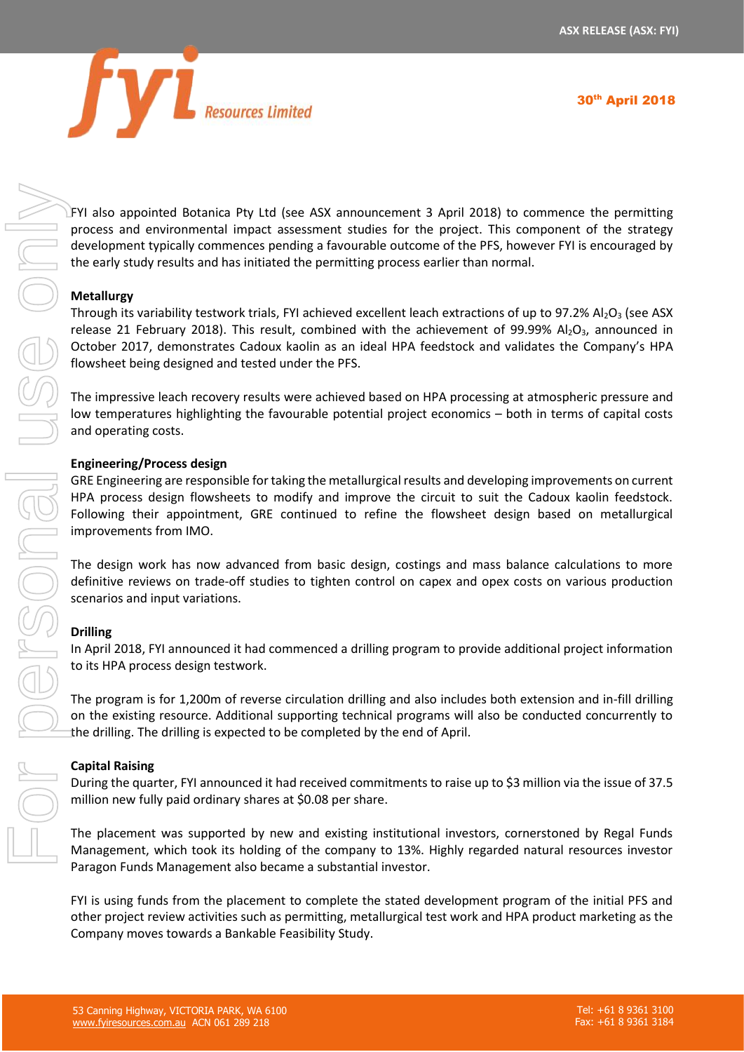FYI also appointed Botanica Pty Ltd (see ASX announcement 3 April 2018) to commence the permitting process and environmental impact assessment studies for the project. This component of the strategy development typically commences pending a favourable outcome of the PFS, however FYI is encouraged by the early study results and has initiated the permitting process earlier than normal.

**Metallurgy**

Through its variability testwork trials, FYI achieved excellent leach extractions of up to 97.2% $Al_2O_3$ (see ASX release 21 February 2018). This result, combined with the achievement of 99.99% $Al_2O_3$, announced in October 2017, demonstrates Cadoux kaolin as an ideal HPA feedstock and validates the Company's HPA flowsheet being designed and tested under the PFS.

The impressive leach recovery results were achieved based on HPA processing at atmospheric pressure and low temperatures highlighting the favourable potential project economics – both in terms of capital costs and operating costs.

**Engineering/Process design**

GRE Engineering are responsible for taking the metallurgical results and developing improvements on current HPA process design flowsheets to modify and improve the circuit to suit the Cadoux kaolin feedstock. Following their appointment, GRE continued to refine the flowsheet design based on metallurgical improvements from IMO.

The design work has now advanced from basic design, costings and mass balance calculations to more definitive reviews on trade-off studies to tighten control on capex and opex costs on various production scenarios and input variations.

**Drilling**

In April 2018, FYI announced it had commenced a drilling program to provide additional project information to its HPA process design testwork.

The program is for 1,200m of reverse circulation drilling and also includes both extension and in-fill drilling on the existing resource. Additional supporting technical programs will also be conducted concurrently to the drilling. The drilling is expected to be completed by the end of April.

**Capital Raising**

During the quarter, FYI announced it had received commitments to raise up to $3 million via the issue of 37.5 million new fully paid ordinary shares at $0.08 per share.

The placement was supported by new and existing institutional investors, cornerstoned by Regal Funds Management, which took its holding of the company to 13%. Highly regarded natural resources investor Paragon Funds Management also became a substantial investor.

FYI is using funds from the placement to complete the stated development program of the initial PFS and other project review activities such as permitting, metallurgical test work and HPA product marketing as the Company moves towards a Bankable Feasibility Study.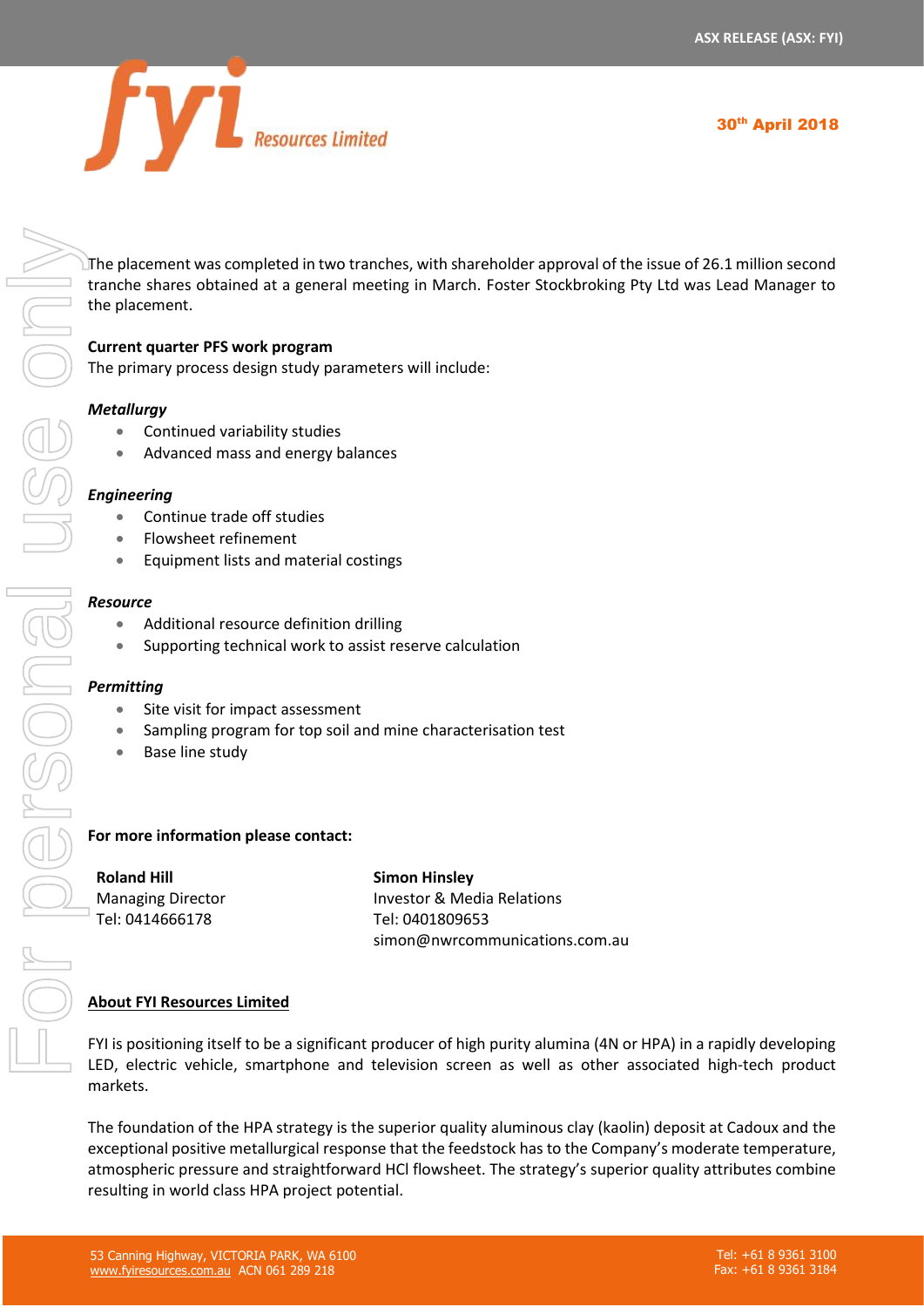The placement was completed in two tranches, with shareholder approval of the issue of 26.1 million second tranche shares obtained at a general meeting in March. Foster Stockbroking Pty Ltd was Lead Manager to the placement.

**Current quarter PFS work program**

The primary process design study parameters will include:

***Metallurgy***

- Continued variability studies
- Advanced mass and energy balances

***Engineering***

- Continue trade off studies
- Flowsheet refinement
- Equipment lists and material costings

***Resource***

- Additional resource definition drilling
- Supporting technical work to assist reserve calculation

***Permitting***

- Site visit for impact assessment
- Sampling program for top soil and mine characterisation test
- Base line study

**For more information please contact:**

**Roland Hill**
Managing Director
Tel: 0414666178

**Simon Hinsley**
Investor & Media Relations
Tel: 0401809653
simon@nwrcommunications.com.au

**About FYI Resources Limited**

FYI is positioning itself to be a significant producer of high purity alumina (4N or HPA) in a rapidly developing LED, electric vehicle, smartphone and television screen as well as other associated high-tech product markets.

The foundation of the HPA strategy is the superior quality aluminous clay (kaolin) deposit at Cadoux and the exceptional positive metallurgical response that the feedstock has to the Company's moderate temperature, atmospheric pressure and straightforward HCl flowsheet. The strategy's superior quality attributes combine resulting in world class HPA project potential.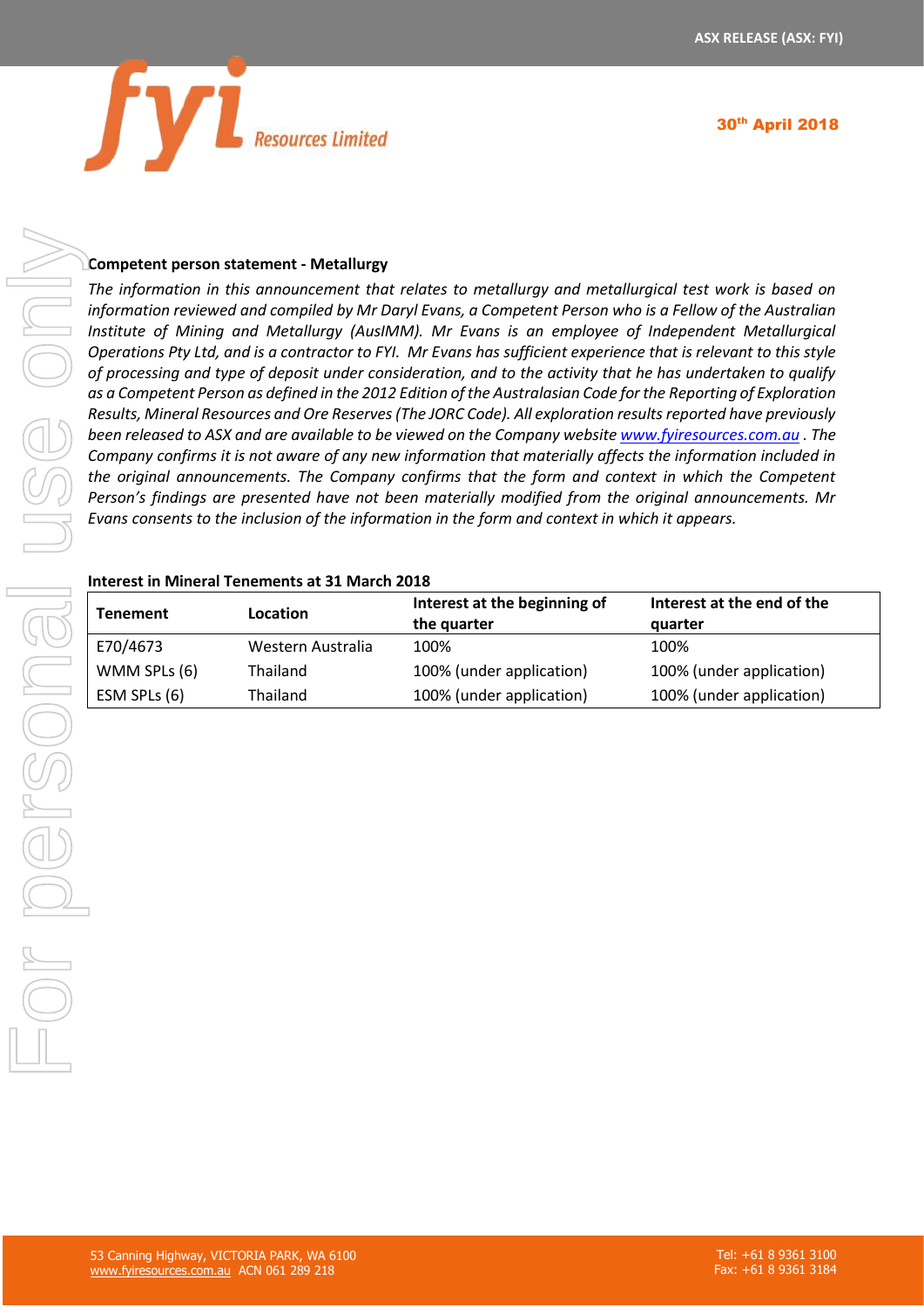**Competent person statement - Metallurgy**

*The information in this announcement that relates to metallurgy and metallurgical test work is based on information reviewed and compiled by Mr Daryl Evans, a Competent Person who is a Fellow of the Australian Institute of Mining and Metallurgy (AusIMM). Mr Evans is an employee of Independent Metallurgical Operations Pty Ltd, and is a contractor to FYI. Mr Evans has sufficient experience that is relevant to this style of processing and type of deposit under consideration, and to the activity that he has undertaken to qualify as a Competent Person as defined in the 2012 Edition of the Australasian Code for the Reporting of Exploration Results, Mineral Resources and Ore Reserves (The JORC Code). All exploration results reported have previously been released to ASX and are available to be viewed on the Company website www.fyiresources.com.au . The Company confirms it is not aware of any new information that materially affects the information included in the original announcements. The Company confirms that the form and context in which the Competent Person's findings are presented have not been materially modified from the original announcements. Mr Evans consents to the inclusion of the information in the form and context in which it appears.*

**Interest in Mineral Tenements at 31 March 2018**

| Tenement | Location | Interest at the beginning of the quarter | Interest at the end of the quarter |
|---|---|---|---|
| E70/4673 | Western Australia | 100% | 100% |
| WMM SPLs (6) | Thailand | 100% (under application) | 100% (under application) |
| ESM SPLs (6) | Thailand | 100% (under application) | 100% (under application) |